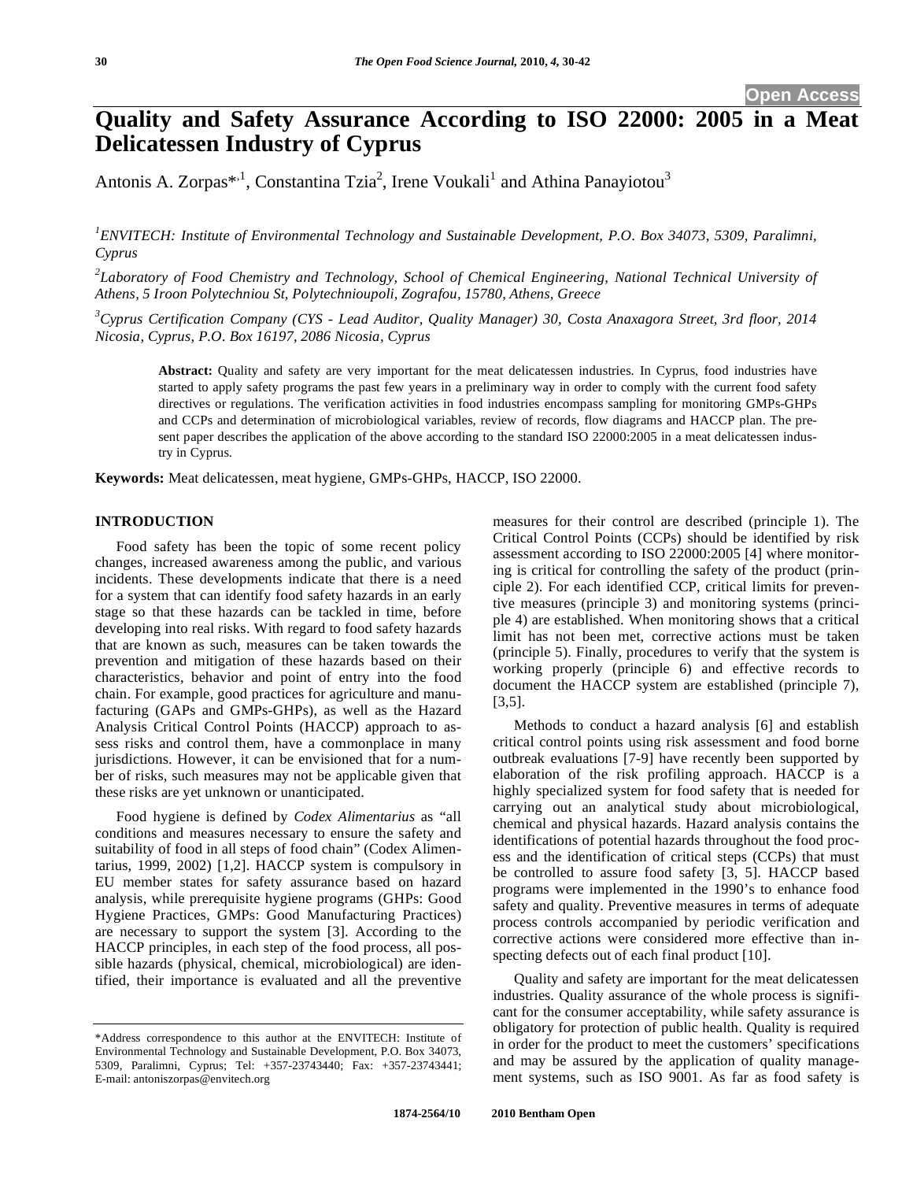Open Access

# Quality and Safety Assurance According to ISO 22000: 2005 in a Meat Delicatessen Industry of Cyprus

Antonis A. Zorpas*[,1], Constantina Tzia[2], Irene Voukali[1] and Athina Panayiotou[3]

[1]*ENVITECH: Institute of Environmental Technology and Sustainable Development, P.O. Box 34073, 5309, Paralimni, Cyprus*

[2]*Laboratory of Food Chemistry and Technology, School of Chemical Engineering, National Technical University of Athens, 5 Iroon Polytechniou St, Polytechnioupoli, Zografou, 15780, Athens, Greece*

[3]*Cyprus Certification Company (CYS - Lead Auditor, Quality Manager) 30, Costa Anaxagora Street, 3rd floor, 2014 Nicosia, Cyprus, P.O. Box 16197, 2086 Nicosia, Cyprus*

**Abstract:** Quality and safety are very important for the meat delicatessen industries. In Cyprus, food industries have started to apply safety programs the past few years in a preliminary way in order to comply with the current food safety directives or regulations. The verification activities in food industries encompass sampling for monitoring GMPs-GHPs and CCPs and determination of microbiological variables, review of records, flow diagrams and HACCP plan. The present paper describes the application of the above according to the standard ISO 22000:2005 in a meat delicatessen industry in Cyprus.

**Keywords:** Meat delicatessen, meat hygiene, GMPs-GHPs, HACCP, ISO 22000.

## INTRODUCTION

Food safety has been the topic of some recent policy changes, increased awareness among the public, and various incidents. These developments indicate that there is a need for a system that can identify food safety hazards in an early stage so that these hazards can be tackled in time, before developing into real risks. With regard to food safety hazards that are known as such, measures can be taken towards the prevention and mitigation of these hazards based on their characteristics, behavior and point of entry into the food chain. For example, good practices for agriculture and manufacturing (GAPs and GMPs-GHPs), as well as the Hazard Analysis Critical Control Points (HACCP) approach to assess risks and control them, have a commonplace in many jurisdictions. However, it can be envisioned that for a number of risks, such measures may not be applicable given that these risks are yet unknown or unanticipated.

Food hygiene is defined by *Codex Alimentarius* as "all conditions and measures necessary to ensure the safety and suitability of food in all steps of food chain" (Codex Alimentarius, 1999, 2002) [1,2]. HACCP system is compulsory in EU member states for safety assurance based on hazard analysis, while prerequisite hygiene programs (GHPs: Good Hygiene Practices, GMPs: Good Manufacturing Practices) are necessary to support the system [3]. According to the HACCP principles, in each step of the food process, all possible hazards (physical, chemical, microbiological) are identified, their importance is evaluated and all the preventive measures for their control are described (principle 1). The Critical Control Points (CCPs) should be identified by risk assessment according to ISO 22000:2005 [4] where monitoring is critical for controlling the safety of the product (principle 2). For each identified CCP, critical limits for preventive measures (principle 3) and monitoring systems (principle 4) are established. When monitoring shows that a critical limit has not been met, corrective actions must be taken (principle 5). Finally, procedures to verify that the system is working properly (principle 6) and effective records to document the HACCP system are established (principle 7), [3,5].

Methods to conduct a hazard analysis [6] and establish critical control points using risk assessment and food borne outbreak evaluations [7-9] have recently been supported by elaboration of the risk profiling approach. HACCP is a highly specialized system for food safety that is needed for carrying out an analytical study about microbiological, chemical and physical hazards. Hazard analysis contains the identifications of potential hazards throughout the food process and the identification of critical steps (CCPs) that must be controlled to assure food safety [3, 5]. HACCP based programs were implemented in the 1990's to enhance food safety and quality. Preventive measures in terms of adequate process controls accompanied by periodic verification and corrective actions were considered more effective than inspecting defects out of each final product [10].

Quality and safety are important for the meat delicatessen industries. Quality assurance of the whole process is significant for the consumer acceptability, while safety assurance is obligatory for protection of public health. Quality is required in order for the product to meet the customers' specifications and may be assured by the application of quality management systems, such as ISO 9001. As far as food safety is

*Address correspondence to this author at the ENVITECH: Institute of Environmental Technology and Sustainable Development, P.O. Box 34073, 5309, Paralimni, Cyprus; Tel: +357-23743440; Fax: +357-23743441; E-mail: antoniszorpas@envitech.org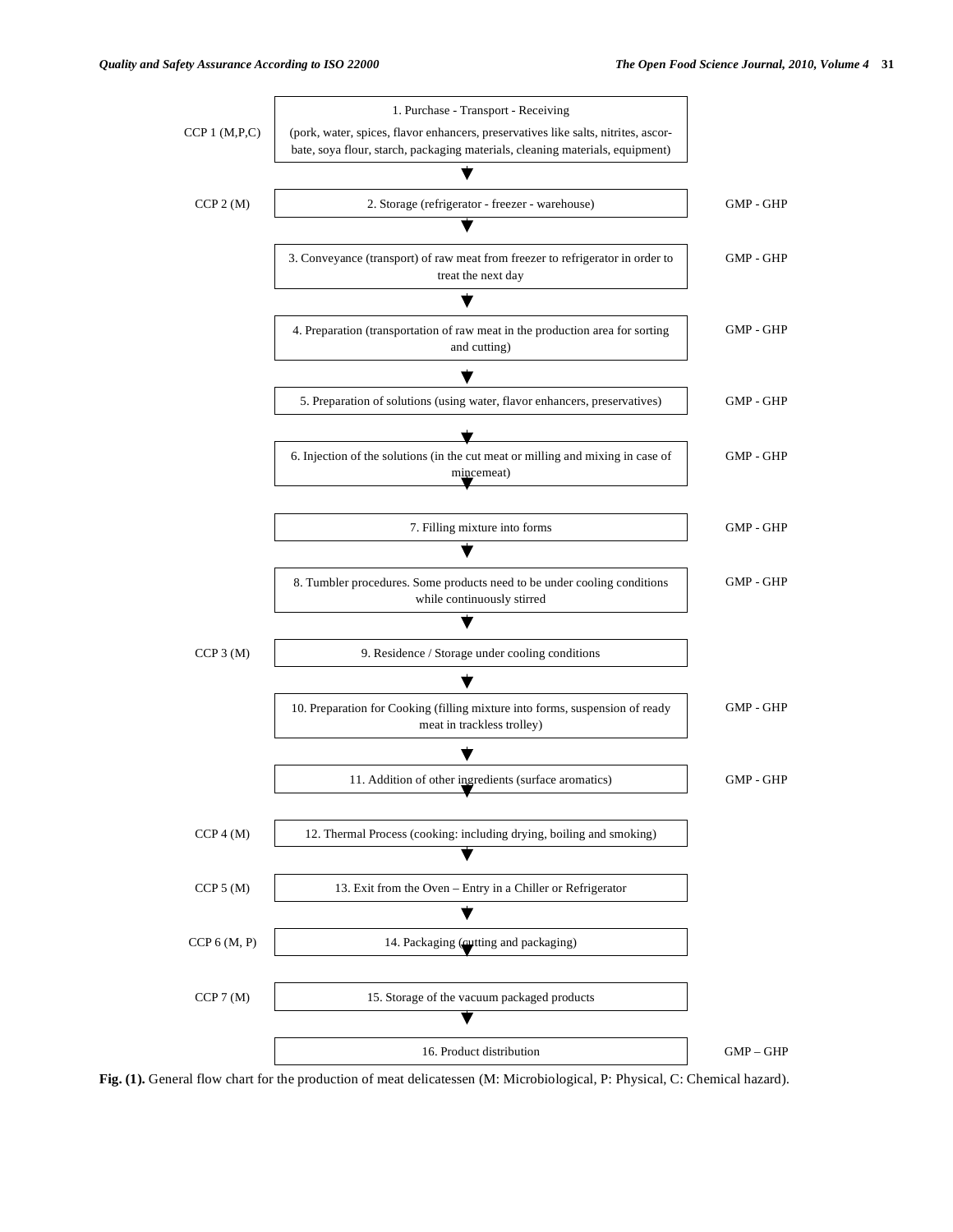| CCP | Process step | GMP - GHP |
|---|---|---|
| CCP 1 (M,P,C) | 1. Purchase - Transport - Receiving (pork, water, spices, flavor enhancers, preservatives like salts, nitrites, ascorbate, soya flour, starch, packaging materials, cleaning materials, equipment) | |
| CCP 2 (M) | 2. Storage (refrigerator - freezer - warehouse) | GMP - GHP |
| | 3. Conveyance (transport) of raw meat from freezer to refrigerator in order to treat the next day | GMP - GHP |
| | 4. Preparation (transportation of raw meat in the production area for sorting and cutting) | GMP - GHP |
| | 5. Preparation of solutions (using water, flavor enhancers, preservatives) | GMP - GHP |
| | 6. Injection of the solutions (in the cut meat or milling and mixing in case of mincemeat) | GMP - GHP |
| | 7. Filling mixture into forms | GMP - GHP |
| | 8. Tumbler procedures. Some products need to be under cooling conditions while continuously stirred | GMP - GHP |
| CCP 3 (M) | 9. Residence / Storage under cooling conditions | |
| | 10. Preparation for Cooking (filling mixture into forms, suspension of ready meat in trackless trolley) | GMP - GHP |
| | 11. Addition of other ingredients (surface aromatics) | GMP - GHP |
| CCP 4 (M) | 12. Thermal Process (cooking: including drying, boiling and smoking) | |
| CCP 5 (M) | 13. Exit from the Oven – Entry in a Chiller or Refrigerator | |
| CCP 6 (M, P) | 14. Packaging (cutting and packaging) | |
| CCP 7 (M) | 15. Storage of the vacuum packaged products | |
| | 16. Product distribution | GMP – GHP |

**Fig. (1).** General flow chart for the production of meat delicatessen (M: Microbiological, P: Physical, C: Chemical hazard).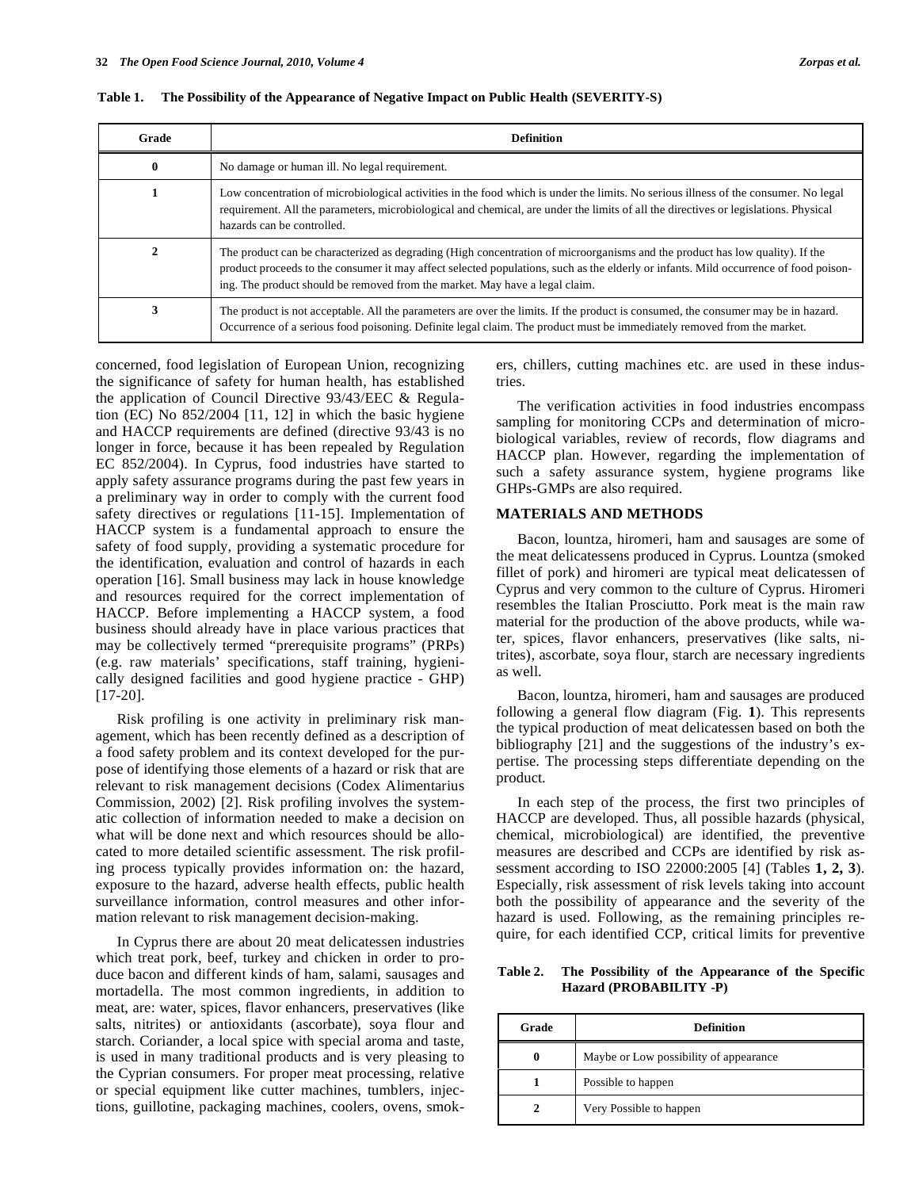**Table 1. The Possibility of the Appearance of Negative Impact on Public Health (SEVERITY-S)**

| Grade | Definition |
|---|---|
| 0 | No damage or human ill. No legal requirement. |
| 1 | Low concentration of microbiological activities in the food which is under the limits. No serious illness of the consumer. No legal requirement. All the parameters, microbiological and chemical, are under the limits of all the directives or legislations. Physical hazards can be controlled. |
| 2 | The product can be characterized as degrading (High concentration of microorganisms and the product has low quality). If the product proceeds to the consumer it may affect selected populations, such as the elderly or infants. Mild occurrence of food poisoning. The product should be removed from the market. May have a legal claim. |
| 3 | The product is not acceptable. All the parameters are over the limits. If the product is consumed, the consumer may be in hazard. Occurrence of a serious food poisoning. Definite legal claim. The product must be immediately removed from the market. |

concerned, food legislation of European Union, recognizing the significance of safety for human health, has established the application of Council Directive 93/43/EEC & Regulation (EC) No 852/2004 [11, 12] in which the basic hygiene and HACCP requirements are defined (directive 93/43 is no longer in force, because it has been repealed by Regulation EC 852/2004). In Cyprus, food industries have started to apply safety assurance programs during the past few years in a preliminary way in order to comply with the current food safety directives or regulations [11-15]. Implementation of HACCP system is a fundamental approach to ensure the safety of food supply, providing a systematic procedure for the identification, evaluation and control of hazards in each operation [16]. Small business may lack in house knowledge and resources required for the correct implementation of HACCP. Before implementing a HACCP system, a food business should already have in place various practices that may be collectively termed "prerequisite programs" (PRPs) (e.g. raw materials' specifications, staff training, hygienically designed facilities and good hygiene practice - GHP) [17-20].

Risk profiling is one activity in preliminary risk management, which has been recently defined as a description of a food safety problem and its context developed for the purpose of identifying those elements of a hazard or risk that are relevant to risk management decisions (Codex Alimentarius Commission, 2002) [2]. Risk profiling involves the systematic collection of information needed to make a decision on what will be done next and which resources should be allocated to more detailed scientific assessment. The risk profiling process typically provides information on: the hazard, exposure to the hazard, adverse health effects, public health surveillance information, control measures and other information relevant to risk management decision-making.

In Cyprus there are about 20 meat delicatessen industries which treat pork, beef, turkey and chicken in order to produce bacon and different kinds of ham, salami, sausages and mortadella. The most common ingredients, in addition to meat, are: water, spices, flavor enhancers, preservatives (like salts, nitrites) or antioxidants (ascorbate), soya flour and starch. Coriander, a local spice with special aroma and taste, is used in many traditional products and is very pleasing to the Cyprian consumers. For proper meat processing, relative or special equipment like cutter machines, tumblers, injections, guillotine, packaging machines, coolers, ovens, smokers, chillers, cutting machines etc. are used in these industries.

The verification activities in food industries encompass sampling for monitoring CCPs and determination of microbiological variables, review of records, flow diagrams and HACCP plan. However, regarding the implementation of such a safety assurance system, hygiene programs like GHPs-GMPs are also required.

## MATERIALS AND METHODS

Bacon, lountza, hiromeri, ham and sausages are some of the meat delicatessens produced in Cyprus. Lountza (smoked fillet of pork) and hiromeri are typical meat delicatessen of Cyprus and very common to the culture of Cyprus. Hiromeri resembles the Italian Prosciutto. Pork meat is the main raw material for the production of the above products, while water, spices, flavor enhancers, preservatives (like salts, nitrites), ascorbate, soya flour, starch are necessary ingredients as well.

Bacon, lountza, hiromeri, ham and sausages are produced following a general flow diagram (Fig. **1**). This represents the typical production of meat delicatessen based on both the bibliography [21] and the suggestions of the industry's expertise. The processing steps differentiate depending on the product.

In each step of the process, the first two principles of HACCP are developed. Thus, all possible hazards (physical, chemical, microbiological) are identified, the preventive measures are described and CCPs are identified by risk assessment according to ISO 22000:2005 [4] (Tables **1, 2, 3**). Especially, risk assessment of risk levels taking into account both the possibility of appearance and the severity of the hazard is used. Following, as the remaining principles require, for each identified CCP, critical limits for preventive

**Table 2. The Possibility of the Appearance of the Specific Hazard (PROBABILITY -P)**

| Grade | Definition |
|---|---|
| 0 | Maybe or Low possibility of appearance |
| 1 | Possible to happen |
| 2 | Very Possible to happen |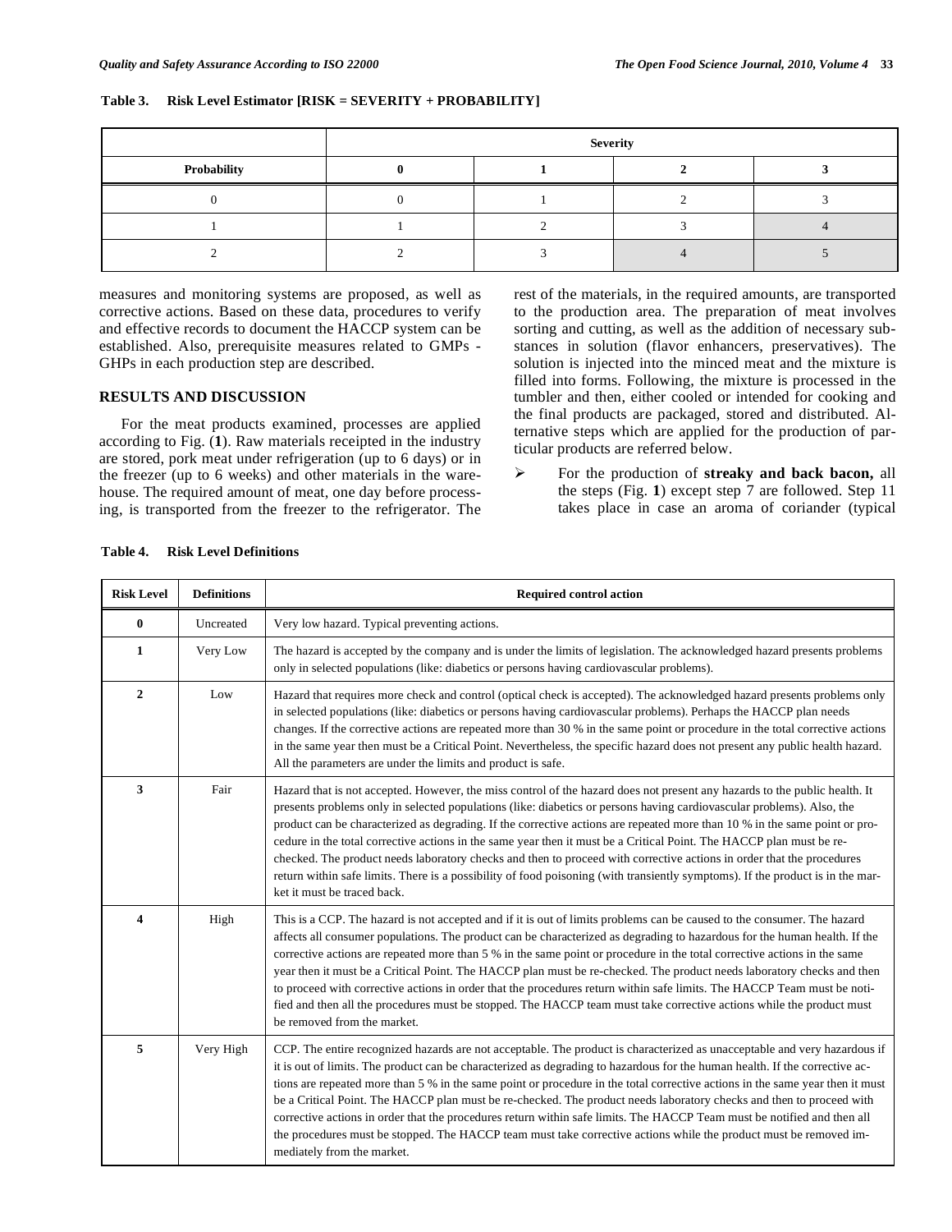Table 3. Risk Level Estimator [RISK = SEVERITY + PROBABILITY]

| | Severity | | | |
|---|---|---|---|---|
| Probability | 0 | 1 | 2 | 3 |
| 0 | 0 | 1 | 2 | 3 |
| 1 | 1 | 2 | 3 | 4 |
| 2 | 2 | 3 | 4 | 5 |

measures and monitoring systems are proposed, as well as corrective actions. Based on these data, procedures to verify and effective records to document the HACCP system can be established. Also, prerequisite measures related to GMPs - GHPs in each production step are described.

## RESULTS AND DISCUSSION

For the meat products examined, processes are applied according to Fig. (**1**). Raw materials receipted in the industry are stored, pork meat under refrigeration (up to 6 days) or in the freezer (up to 6 weeks) and other materials in the warehouse. The required amount of meat, one day before processing, is transported from the freezer to the refrigerator. The rest of the materials, in the required amounts, are transported to the production area. The preparation of meat involves sorting and cutting, as well as the addition of necessary substances in solution (flavor enhancers, preservatives). The solution is injected into the minced meat and the mixture is filled into forms. Following, the mixture is processed in the tumbler and then, either cooled or intended for cooking and the final products are packaged, stored and distributed. Alternative steps which are applied for the production of particular products are referred below.

- For the production of **streaky and back bacon,** all the steps (Fig. **1**) except step 7 are followed. Step 11 takes place in case an aroma of coriander (typical

Table 4. Risk Level Definitions

| Risk Level | Definitions | Required control action |
|---|---|---|
| **0** | Uncreated | Very low hazard. Typical preventing actions. |
| **1** | Very Low | The hazard is accepted by the company and is under the limits of legislation. The acknowledged hazard presents problems only in selected populations (like: diabetics or persons having cardiovascular problems). |
| **2** | Low | Hazard that requires more check and control (optical check is accepted). The acknowledged hazard presents problems only in selected populations (like: diabetics or persons having cardiovascular problems). Perhaps the HACCP plan needs changes. If the corrective actions are repeated more than 30 % in the same point or procedure in the total corrective actions in the same year then must be a Critical Point. Nevertheless, the specific hazard does not present any public health hazard. All the parameters are under the limits and product is safe. |
| **3** | Fair | Hazard that is not accepted. However, the miss control of the hazard does not present any hazards to the public health. It presents problems only in selected populations (like: diabetics or persons having cardiovascular problems). Also, the product can be characterized as degrading. If the corrective actions are repeated more than 10 % in the same point or procedure in the total corrective actions in the same year then it must be a Critical Point. The HACCP plan must be re-checked. The product needs laboratory checks and then to proceed with corrective actions in order that the procedures return within safe limits. There is a possibility of food poisoning (with transiently symptoms). If the product is in the market it must be traced back. |
| **4** | High | This is a CCP. The hazard is not accepted and if it is out of limits problems can be caused to the consumer. The hazard affects all consumer populations. The product can be characterized as degrading to hazardous for the human health. If the corrective actions are repeated more than 5 % in the same point or procedure in the total corrective actions in the same year then it must be a Critical Point. The HACCP plan must be re-checked. The product needs laboratory checks and then to proceed with corrective actions in order that the procedures return within safe limits. The HACCP Team must be notified and then all the procedures must be stopped. The HACCP team must take corrective actions while the product must be removed from the market. |
| **5** | Very High | CCP. The entire recognized hazards are not acceptable. The product is characterized as unacceptable and very hazardous if it is out of limits. The product can be characterized as degrading to hazardous for the human health. If the corrective actions are repeated more than 5 % in the same point or procedure in the total corrective actions in the same year then it must be a Critical Point. The HACCP plan must be re-checked. The product needs laboratory checks and then to proceed with corrective actions in order that the procedures return within safe limits. The HACCP Team must be notified and then all the procedures must be stopped. The HACCP team must take corrective actions while the product must be removed immediately from the market. |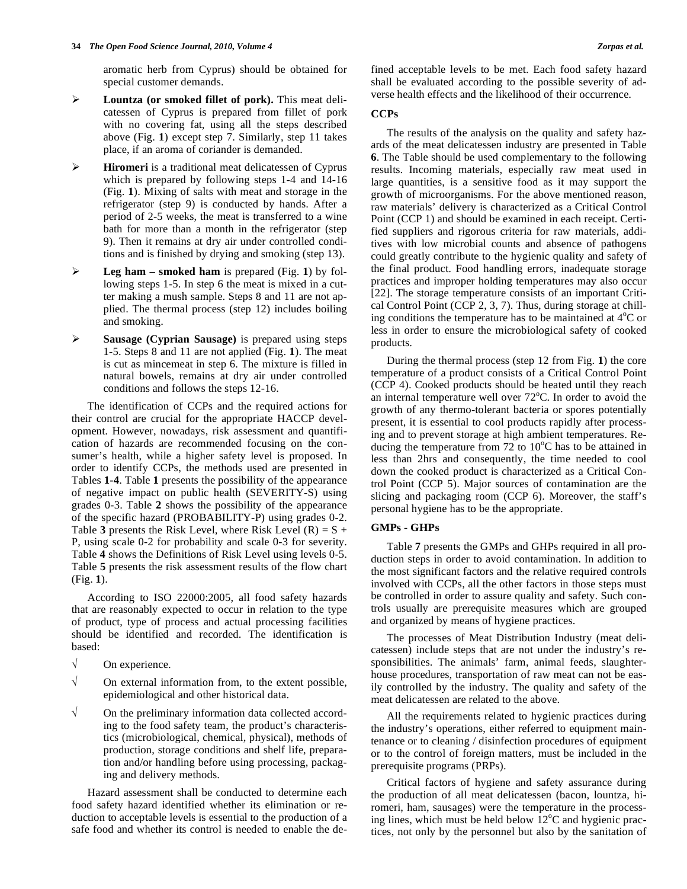aromatic herb from Cyprus) should be obtained for special customer demands.

- **Lountza (or smoked fillet of pork).** This meat delicatessen of Cyprus is prepared from fillet of pork with no covering fat, using all the steps described above (Fig. **1**) except step 7. Similarly, step 11 takes place, if an aroma of coriander is demanded.
- **Hiromeri** is a traditional meat delicatessen of Cyprus which is prepared by following steps 1-4 and 14-16 (Fig. **1**). Mixing of salts with meat and storage in the refrigerator (step 9) is conducted by hands. After a period of 2-5 weeks, the meat is transferred to a wine bath for more than a month in the refrigerator (step 9). Then it remains at dry air under controlled conditions and is finished by drying and smoking (step 13).
- **Leg ham – smoked ham** is prepared (Fig. **1**) by following steps 1-5. In step 6 the meat is mixed in a cutter making a mush sample. Steps 8 and 11 are not applied. The thermal process (step 12) includes boiling and smoking.
- **Sausage (Cyprian Sausage)** is prepared using steps 1-5. Steps 8 and 11 are not applied (Fig. **1**). The meat is cut as mincemeat in step 6. The mixture is filled in natural bowels, remains at dry air under controlled conditions and follows the steps 12-16.

The identification of CCPs and the required actions for their control are crucial for the appropriate HACCP development. However, nowadays, risk assessment and quantification of hazards are recommended focusing on the consumer's health, while a higher safety level is proposed. In order to identify CCPs, the methods used are presented in Tables **1-4**. Table **1** presents the possibility of the appearance of negative impact on public health (SEVERITY-S) using grades 0-3. Table **2** shows the possibility of the appearance of the specific hazard (PROBABILITY-P) using grades 0-2. Table **3** presents the Risk Level, where Risk Level (R) = S + P, using scale 0-2 for probability and scale 0-3 for severity. Table **4** shows the Definitions of Risk Level using levels 0-5. Table **5** presents the risk assessment results of the flow chart (Fig. **1**).

According to ISO 22000:2005, all food safety hazards that are reasonably expected to occur in relation to the type of product, type of process and actual processing facilities should be identified and recorded. The identification is based:

- √ On experience.
- √ On external information from, to the extent possible, epidemiological and other historical data.
- √ On the preliminary information data collected according to the food safety team, the product's characteristics (microbiological, chemical, physical), methods of production, storage conditions and shelf life, preparation and/or handling before using processing, packaging and delivery methods.

Hazard assessment shall be conducted to determine each food safety hazard identified whether its elimination or reduction to acceptable levels is essential to the production of a safe food and whether its control is needed to enable the defined acceptable levels to be met. Each food safety hazard shall be evaluated according to the possible severity of adverse health effects and the likelihood of their occurrence.

## CCPs

The results of the analysis on the quality and safety hazards of the meat delicatessen industry are presented in Table **6**. The Table should be used complementary to the following results. Incoming materials, especially raw meat used in large quantities, is a sensitive food as it may support the growth of microorganisms. For the above mentioned reason, raw materials' delivery is characterized as a Critical Control Point (CCP 1) and should be examined in each receipt. Certified suppliers and rigorous criteria for raw materials, additives with low microbial counts and absence of pathogens could greatly contribute to the hygienic quality and safety of the final product. Food handling errors, inadequate storage practices and improper holding temperatures may also occur [22]. The storage temperature consists of an important Critical Control Point (CCP 2, 3, 7). Thus, during storage at chilling conditions the temperature has to be maintained at 4°C or less in order to ensure the microbiological safety of cooked products.

During the thermal process (step 12 from Fig. **1**) the core temperature of a product consists of a Critical Control Point (CCP 4). Cooked products should be heated until they reach an internal temperature well over 72°C. In order to avoid the growth of any thermo-tolerant bacteria or spores potentially present, it is essential to cool products rapidly after processing and to prevent storage at high ambient temperatures. Reducing the temperature from 72 to 10°C has to be attained in less than 2hrs and consequently, the time needed to cool down the cooked product is characterized as a Critical Control Point (CCP 5). Major sources of contamination are the slicing and packaging room (CCP 6). Moreover, the staff's personal hygiene has to be the appropriate.

## GMPs - GHPs

Table **7** presents the GMPs and GHPs required in all production steps in order to avoid contamination. In addition to the most significant factors and the relative required controls involved with CCPs, all the other factors in those steps must be controlled in order to assure quality and safety. Such controls usually are prerequisite measures which are grouped and organized by means of hygiene practices.

The processes of Meat Distribution Industry (meat delicatessen) include steps that are not under the industry's responsibilities. The animals' farm, animal feeds, slaughterhouse procedures, transportation of raw meat can not be easily controlled by the industry. The quality and safety of the meat delicatessen are related to the above.

All the requirements related to hygienic practices during the industry's operations, either referred to equipment maintenance or to cleaning / disinfection procedures of equipment or to the control of foreign matters, must be included in the prerequisite programs (PRPs).

Critical factors of hygiene and safety assurance during the production of all meat delicatessen (bacon, lountza, hiromeri, ham, sausages) were the temperature in the processing lines, which must be held below 12°C and hygienic practices, not only by the personnel but also by the sanitation of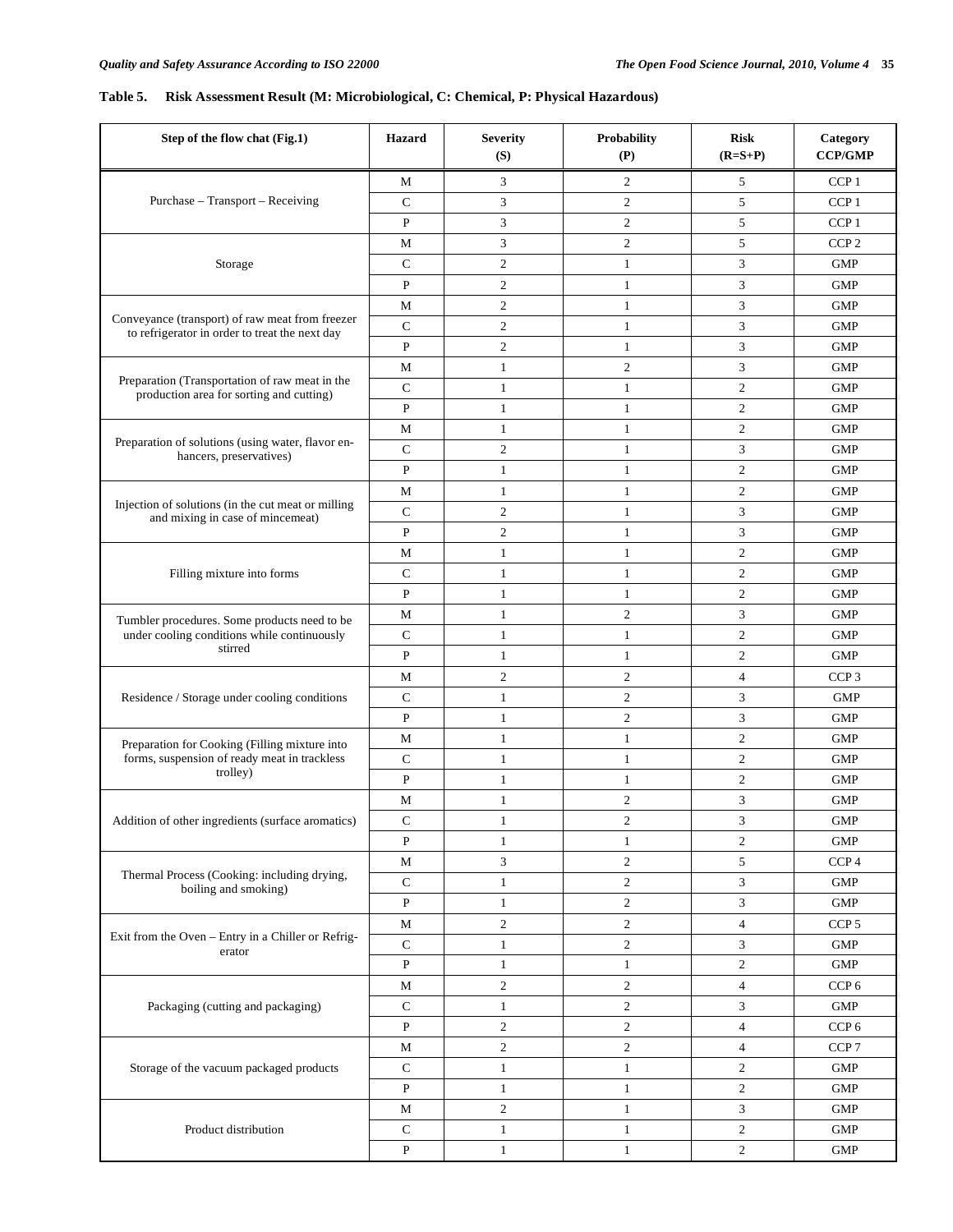**Table 5. Risk Assessment Result (M: Microbiological, C: Chemical, P: Physical Hazardous)**

| Step of the flow chat (Fig.1) | Hazard | Severity (S) | Probability (P) | Risk (R=S+P) | Category CCP/GMP |
|---|---|---|---|---|---|
| Purchase – Transport – Receiving | M | 3 | 2 | 5 | CCP 1 |
| | C | 3 | 2 | 5 | CCP 1 |
| | P | 3 | 2 | 5 | CCP 1 |
| Storage | M | 3 | 2 | 5 | CCP 2 |
| | C | 2 | 1 | 3 | GMP |
| | P | 2 | 1 | 3 | GMP |
| Conveyance (transport) of raw meat from freezer to refrigerator in order to treat the next day | M | 2 | 1 | 3 | GMP |
| | C | 2 | 1 | 3 | GMP |
| | P | 2 | 1 | 3 | GMP |
| Preparation (Transportation of raw meat in the production area for sorting and cutting) | M | 1 | 2 | 3 | GMP |
| | C | 1 | 1 | 2 | GMP |
| | P | 1 | 1 | 2 | GMP |
| Preparation of solutions (using water, flavor enhancers, preservatives) | M | 1 | 1 | 2 | GMP |
| | C | 2 | 1 | 3 | GMP |
| | P | 1 | 1 | 2 | GMP |
| Injection of solutions (in the cut meat or milling and mixing in case of mincemeat) | M | 1 | 1 | 2 | GMP |
| | C | 2 | 1 | 3 | GMP |
| | P | 2 | 1 | 3 | GMP |
| Filling mixture into forms | M | 1 | 1 | 2 | GMP |
| | C | 1 | 1 | 2 | GMP |
| | P | 1 | 1 | 2 | GMP |
| Tumbler procedures. Some products need to be under cooling conditions while continuously stirred | M | 1 | 2 | 3 | GMP |
| | C | 1 | 1 | 2 | GMP |
| | P | 1 | 1 | 2 | GMP |
| Residence / Storage under cooling conditions | M | 2 | 2 | 4 | CCP 3 |
| | C | 1 | 2 | 3 | GMP |
| | P | 1 | 2 | 3 | GMP |
| Preparation for Cooking (Filling mixture into forms, suspension of ready meat in trackless trolley) | M | 1 | 1 | 2 | GMP |
| | C | 1 | 1 | 2 | GMP |
| | P | 1 | 1 | 2 | GMP |
| Addition of other ingredients (surface aromatics) | M | 1 | 2 | 3 | GMP |
| | C | 1 | 2 | 3 | GMP |
| | P | 1 | 1 | 2 | GMP |
| Thermal Process (Cooking: including drying, boiling and smoking) | M | 3 | 2 | 5 | CCP 4 |
| | C | 1 | 2 | 3 | GMP |
| | P | 1 | 2 | 3 | GMP |
| Exit from the Oven – Entry in a Chiller or Refrigerator | M | 2 | 2 | 4 | CCP 5 |
| | C | 1 | 2 | 3 | GMP |
| | P | 1 | 1 | 2 | GMP |
| Packaging (cutting and packaging) | M | 2 | 2 | 4 | CCP 6 |
| | C | 1 | 2 | 3 | GMP |
| | P | 2 | 2 | 4 | CCP 6 |
| Storage of the vacuum packaged products | M | 2 | 2 | 4 | CCP 7 |
| | C | 1 | 1 | 2 | GMP |
| | P | 1 | 1 | 2 | GMP |
| Product distribution | M | 2 | 1 | 3 | GMP |
| | C | 1 | 1 | 2 | GMP |
| | P | 1 | 1 | 2 | GMP |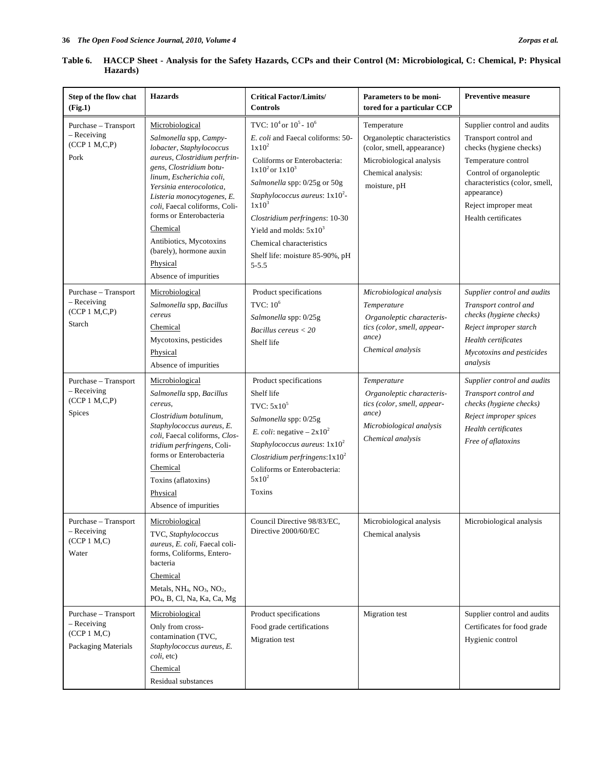**Table 6. HACCP Sheet - Analysis for the Safety Hazards, CCPs and their Control (M: Microbiological, C: Chemical, P: Physical Hazards)**

| Step of the flow chat (Fig.1) | Hazards | Critical Factor/Limits/ Controls | Parameters to be monitored for a particular CCP | Preventive measure |
|---|---|---|---|---|
| Purchase – Transport – Receiving (CCP 1 M,C,P) Pork | Microbiological<br>*Salmonella* spp, *Campylobacter*, *Staphylococcus aureus*, *Clostridium perfringens*, *Clostridium botulinum*, *Escherichia coli*, *Yersinia enterocolotica*, *Listeria monocytogenes*, *E. coli*, Faecal coliforms, Coliforms or Enterobacteria<br>Chemical<br>Antibiotics, Mycotoxins (barely), hormone auxin<br>Physical<br>Absence of impurities | TVC: $10^4$ or $10^5$ - $10^6$<br>*E. coli* and Faecal coliforms: 50-$1x10^2$<br>Coliforms or Enterobacteria: $1x10^2$ or $1x10^3$<br>*Salmonella* spp: 0/25g or 50g<br>*Staphylococcus aureus*: $1x10^2$-$1x10^3$<br>*Clostridium perfringens*: 10-30<br>Yield and molds: $5x10^3$<br>Chemical characteristics<br>Shelf life: moisture 85-90%, pH 5-5.5 | Temperature<br>Organoleptic characteristics (color, smell, appearance)<br>Microbiological analysis<br>Chemical analysis: moisture, pH | Supplier control and audits<br>Transport control and checks (hygiene checks)<br>Temperature control<br>Control of organoleptic characteristics (color, smell, appearance)<br>Reject improper meat<br>Health certificates |
| Purchase – Transport – Receiving (CCP 1 M,C,P) Starch | Microbiological<br>*Salmonella* spp, *Bacillus cereus*<br>Chemical<br>Mycotoxins, pesticides<br>Physical<br>Absence of impurities | Product specifications<br>TVC: $10^6$<br>*Salmonella* spp: 0/25g<br>*Bacillus cereus < 20*<br>Shelf life | *Microbiological analysis*<br>*Temperature*<br>*Organoleptic characteristics (color, smell, appearance)*<br>*Chemical analysis* | *Supplier control and audits*<br>*Transport control and checks (hygiene checks)*<br>*Reject improper starch*<br>*Health certificates*<br>*Mycotoxins and pesticides analysis* |
| Purchase – Transport – Receiving (CCP 1 M,C,P) Spices | Microbiological<br>*Salmonella* spp, *Bacillus cereus,*<br>*Clostridium botulinum, Staphylococcus aureus, E. coli*, Faecal coliforms, *Clostridium perfringens*, Coliforms or Enterobacteria<br>Chemical<br>Toxins (aflatoxins)<br>Physical<br>Absence of impurities | Product specifications<br>Shelf life<br>TVC: $5x10^5$<br>*Salmonella* spp: 0/25g<br>*E. coli*: negative – $2x10^2$<br>*Staphylococcus aureus*: $1x10^2$<br>*Clostridium perfringens*: $1x10^2$<br>Coliforms or Enterobacteria: $5x10^2$<br>Toxins | *Temperature*<br>*Organoleptic characteristics (color, smell, appearance)*<br>*Microbiological analysis*<br>*Chemical analysis* | *Supplier control and audits*<br>*Transport control and checks (hygiene checks)*<br>*Reject improper spices*<br>*Health certificates*<br>*Free of aflatoxins* |
| Purchase – Transport – Receiving (CCP 1 M,C) Water | Microbiological<br>TVC, *Staphylococcus aureus, E. coli*, Faecal coliforms, Coliforms, Enterobacteria<br>Chemical<br>Metals, $NH_4$, $NO_3$, $NO_2$, $PO_4$, B, Cl, Na, Ka, Ca, Mg | Council Directive 98/83/EC, Directive 2000/60/EC | Microbiological analysis<br>Chemical analysis | Microbiological analysis |
| Purchase – Transport – Receiving (CCP 1 M,C) Packaging Materials | Microbiological<br>Only from cross-contamination (TVC, *Staphylococcus aureus, E. coli*, etc)<br>Chemical<br>Residual substances | Product specifications<br>Food grade certifications<br>Migration test | Migration test | Supplier control and audits<br>Certificates for food grade<br>Hygienic control |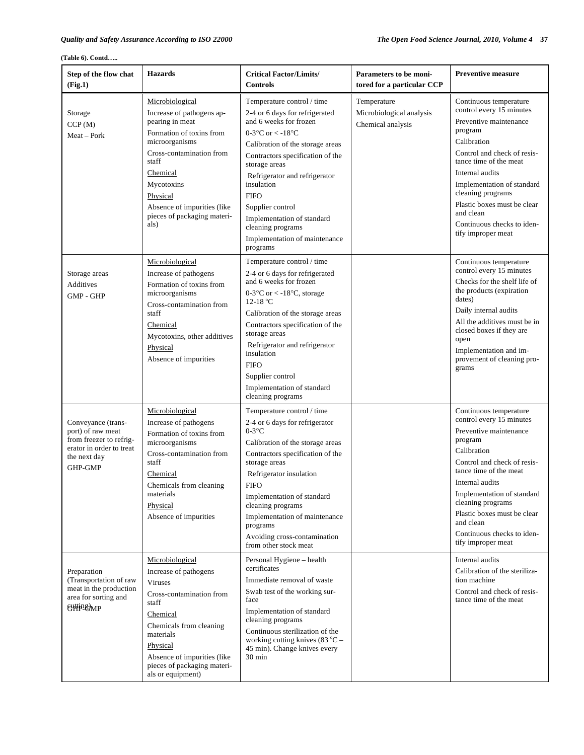**(Table 6). Contd…..**

| Step of the flow chat (Fig.1) | Hazards | Critical Factor/Limits/ Controls | Parameters to be monitored for a particular CCP | Preventive measure |
|---|---|---|---|---|
| Storage<br>CCP (M)<br>Meat – Pork | Microbiological<br>Increase of pathogens appearing in meat<br>Formation of toxins from microorganisms<br>Cross-contamination from staff<br>Chemical<br>Mycotoxins<br>Physical<br>Absence of impurities (like pieces of packaging materials) | Temperature control / time<br>2-4 or 6 days for refrigerated and 6 weeks for frozen<br>0-3°C or < -18°C<br>Calibration of the storage areas<br>Contractors specification of the storage areas<br>Refrigerator and refrigerator insulation<br>FIFO<br>Supplier control<br>Implementation of standard cleaning programs<br>Implementation of maintenance programs | Temperature<br>Microbiological analysis<br>Chemical analysis | Continuous temperature control every 15 minutes<br>Preventive maintenance program<br>Calibration<br>Control and check of resistance time of the meat<br>Internal audits<br>Implementation of standard cleaning programs<br>Plastic boxes must be clear and clean<br>Continuous checks to identify improper meat |
| Storage areas<br>Additives<br>GMP - GHP | Microbiological<br>Increase of pathogens<br>Formation of toxins from microorganisms<br>Cross-contamination from staff<br>Chemical<br>Mycotoxins, other additives<br>Physical<br>Absence of impurities | Temperature control / time<br>2-4 or 6 days for refrigerated and 6 weeks for frozen<br>0-3°C or < -18°C, storage 12-18 ºC<br>Calibration of the storage areas<br>Contractors specification of the storage areas<br>Refrigerator and refrigerator insulation<br>FIFO<br>Supplier control<br>Implementation of standard cleaning programs | | Continuous temperature control every 15 minutes<br>Checks for the shelf life of the products (expiration dates)<br>Daily internal audits<br>All the additives must be in closed boxes if they are open<br>Implementation and improvement of cleaning programs |
| Conveyance (transport) of raw meat from freezer to refrigerator in order to treat the next day<br>GHP-GMP | Microbiological<br>Increase of pathogens<br>Formation of toxins from microorganisms<br>Cross-contamination from staff<br>Chemical<br>Chemicals from cleaning materials<br>Physical<br>Absence of impurities | Temperature control / time<br>2-4 or 6 days for refrigerator<br>0-3°C<br>Calibration of the storage areas<br>Contractors specification of the storage areas<br>Refrigerator insulation<br>FIFO<br>Implementation of standard cleaning programs<br>Implementation of maintenance programs<br>Avoiding cross-contamination from other stock meat | | Continuous temperature control every 15 minutes<br>Preventive maintenance program<br>Calibration<br>Control and check of resistance time of the meat<br>Internal audits<br>Implementation of standard cleaning programs<br>Plastic boxes must be clear and clean<br>Continuous checks to identify improper meat |
| Preparation (Transportation of raw meat in the production area for sorting and cutting)<br>GHP-GMP | Microbiological<br>Increase of pathogens<br>Viruses<br>Cross-contamination from staff<br>Chemical<br>Chemicals from cleaning materials<br>Physical<br>Absence of impurities (like pieces of packaging materials or equipment) | Personal Hygiene – health certificates<br>Immediate removal of waste<br>Swab test of the working surface<br>Implementation of standard cleaning programs<br>Continuous sterilization of the working cutting knives (83 ºC – 45 min). Change knives every 30 min | | Internal audits<br>Calibration of the sterilization machine<br>Control and check of resistance time of the meat |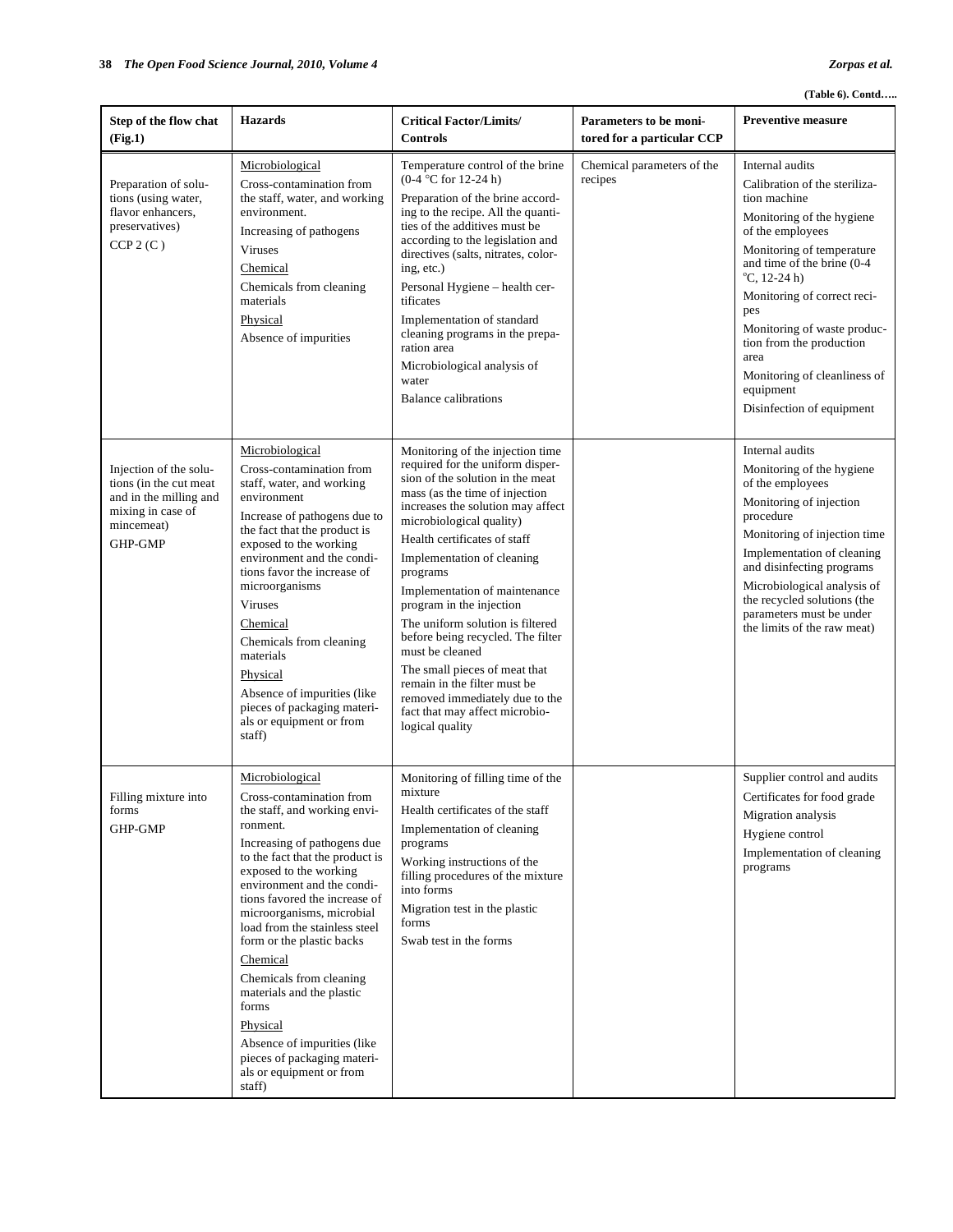(Table 6). Contd…..

| Step of the flow chat (Fig.1) | Hazards | Critical Factor/Limits/ Controls | Parameters to be monitored for a particular CCP | Preventive measure |
|---|---|---|---|---|
| Preparation of solutions (using water, flavor enhancers, preservatives) CCP 2 (C ) | Microbiological<br>Cross-contamination from the staff, water, and working environment.<br>Increasing of pathogens<br>Viruses<br>Chemical<br>Chemicals from cleaning materials<br>Physical<br>Absence of impurities | Temperature control of the brine (0-4 °C for 12-24 h)<br>Preparation of the brine according to the recipe. All the quantities of the additives must be according to the legislation and directives (salts, nitrates, coloring, etc.)<br>Personal Hygiene – health certificates<br>Implementation of standard cleaning programs in the preparation area<br>Microbiological analysis of water<br>Balance calibrations | Chemical parameters of the recipes | Internal audits<br>Calibration of the sterilization machine<br>Monitoring of the hygiene of the employees<br>Monitoring of temperature and time of the brine (0-4 °C, 12-24 h)<br>Monitoring of correct recipes<br>Monitoring of waste production from the production area<br>Monitoring of cleanliness of equipment<br>Disinfection of equipment |
| Injection of the solutions (in the cut meat and in the milling and mixing in case of mincemeat) GHP-GMP | Microbiological<br>Cross-contamination from staff, water, and working environment<br>Increase of pathogens due to the fact that the product is exposed to the working environment and the conditions favor the increase of microorganisms<br>Viruses<br>Chemical<br>Chemicals from cleaning materials<br>Physical<br>Absence of impurities (like pieces of packaging materials or equipment or from staff) | Monitoring of the injection time required for the uniform dispersion of the solution in the meat mass (as the time of injection increases the solution may affect microbiological quality)<br>Health certificates of staff<br>Implementation of cleaning programs<br>Implementation of maintenance program in the injection<br>The uniform solution is filtered before being recycled. The filter must be cleaned<br>The small pieces of meat that remain in the filter must be removed immediately due to the fact that may affect microbiological quality | | Internal audits<br>Monitoring of the hygiene of the employees<br>Monitoring of injection procedure<br>Monitoring of injection time<br>Implementation of cleaning and disinfecting programs<br>Microbiological analysis of the recycled solutions (the parameters must be under the limits of the raw meat) |
| Filling mixture into forms GHP-GMP | Microbiological<br>Cross-contamination from the staff, and working environment.<br>Increasing of pathogens due to the fact that the product is exposed to the working environment and the conditions favored the increase of microorganisms, microbial load from the stainless steel form or the plastic backs<br>Chemical<br>Chemicals from cleaning materials and the plastic forms<br>Physical<br>Absence of impurities (like pieces of packaging materials or equipment or from staff) | Monitoring of filling time of the mixture<br>Health certificates of the staff<br>Implementation of cleaning programs<br>Working instructions of the filling procedures of the mixture into forms<br>Migration test in the plastic forms<br>Swab test in the forms | | Supplier control and audits<br>Certificates for food grade<br>Migration analysis<br>Hygiene control<br>Implementation of cleaning programs |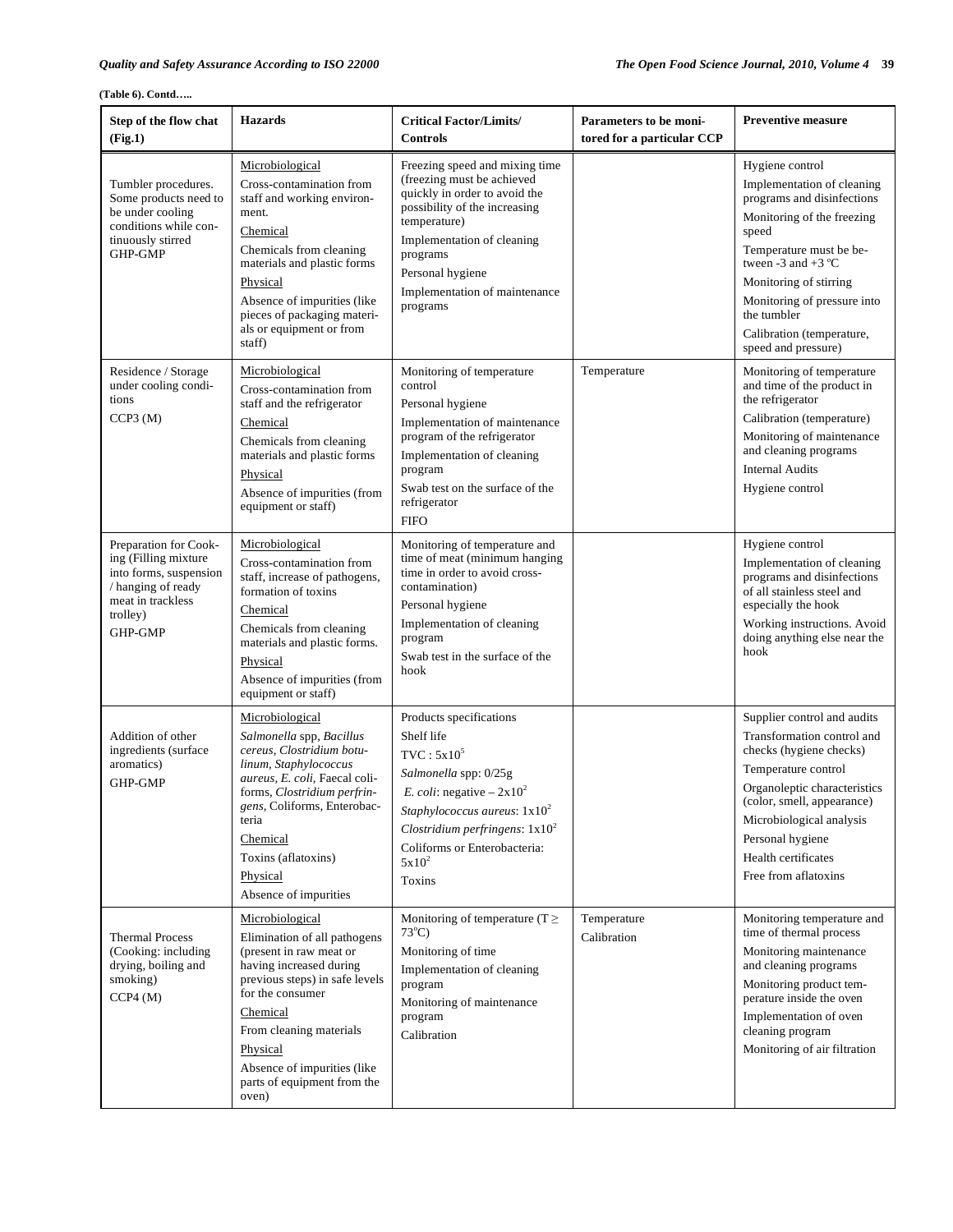**(Table 6). Contd…..**

| Step of the flow chat (Fig.1) | Hazards | Critical Factor/Limits/ Controls | Parameters to be monitored for a particular CCP | Preventive measure |
|---|---|---|---|---|
| Tumbler procedures. Some products need to be under cooling conditions while continuously stirred<br>GHP-GMP | Microbiological<br>Cross-contamination from staff and working environment.<br>Chemical<br>Chemicals from cleaning materials and plastic forms<br>Physical<br>Absence of impurities (like pieces of packaging materials or equipment or from staff) | Freezing speed and mixing time (freezing must be achieved quickly in order to avoid the possibility of the increasing temperature)<br>Implementation of cleaning programs<br>Personal hygiene<br>Implementation of maintenance programs | | Hygiene control<br>Implementation of cleaning programs and disinfections<br>Monitoring of the freezing speed<br>Temperature must be between -3 and +3 ºC<br>Monitoring of stirring<br>Monitoring of pressure into the tumbler<br>Calibration (temperature, speed and pressure) |
| Residence / Storage under cooling conditions<br>CCP3 (M) | Microbiological<br>Cross-contamination from staff and the refrigerator<br>Chemical<br>Chemicals from cleaning materials and plastic forms<br>Physical<br>Absence of impurities (from equipment or staff) | Monitoring of temperature control<br>Personal hygiene<br>Implementation of maintenance program of the refrigerator<br>Implementation of cleaning program<br>Swab test on the surface of the refrigerator<br>FIFO | Temperature | Monitoring of temperature and time of the product in the refrigerator<br>Calibration (temperature)<br>Monitoring of maintenance and cleaning programs<br>Internal Audits<br>Hygiene control |
| Preparation for Cooking (Filling mixture into forms, suspension / hanging of ready meat in trackless trolley)<br>GHP-GMP | Microbiological<br>Cross-contamination from staff, increase of pathogens, formation of toxins<br>Chemical<br>Chemicals from cleaning materials and plastic forms.<br>Physical<br>Absence of impurities (from equipment or staff) | Monitoring of temperature and time of meat (minimum hanging time in order to avoid cross-contamination)<br>Personal hygiene<br>Implementation of cleaning program<br>Swab test in the surface of the hook | | Hygiene control<br>Implementation of cleaning programs and disinfections of all stainless steel and especially the hook<br>Working instructions. Avoid doing anything else near the hook |
| Addition of other ingredients (surface aromatics)<br>GHP-GMP | Microbiological<br>*Salmonella* spp, *Bacillus cereus*, *Clostridium botulinum*, *Staphylococcus aureus*, *E. coli*, Faecal coliforms, *Clostridium perfringens*, Coliforms, Enterobacteria<br>Chemical<br>Toxins (aflatoxins)<br>Physical<br>Absence of impurities | Products specifications<br>Shelf life<br>TVC : $5x10^5$<br>*Salmonella* spp: 0/25g<br>*E. coli*: negative – $2x10^2$<br>*Staphylococcus aureus*: $1x10^2$<br>*Clostridium perfringens*: $1x10^2$<br>Coliforms or Enterobacteria: $5x10^2$<br>Toxins | | Supplier control and audits<br>Transformation control and checks (hygiene checks)<br>Temperature control<br>Organoleptic characteristics (color, smell, appearance)<br>Microbiological analysis<br>Personal hygiene<br>Health certificates<br>Free from aflatoxins |
| Thermal Process (Cooking: including drying, boiling and smoking)<br>CCP4 (M) | Microbiological<br>Elimination of all pathogens (present in raw meat or having increased during previous steps) in safe levels for the consumer<br>Chemical<br>From cleaning materials<br>Physical<br>Absence of impurities (like parts of equipment from the oven) | Monitoring of temperature ($T \geq 73^{o}C$)<br>Monitoring of time<br>Implementation of cleaning program<br>Monitoring of maintenance program<br>Calibration | Temperature<br>Calibration | Monitoring temperature and time of thermal process<br>Monitoring maintenance and cleaning programs<br>Monitoring product temperature inside the oven<br>Implementation of oven cleaning program<br>Monitoring of air filtration |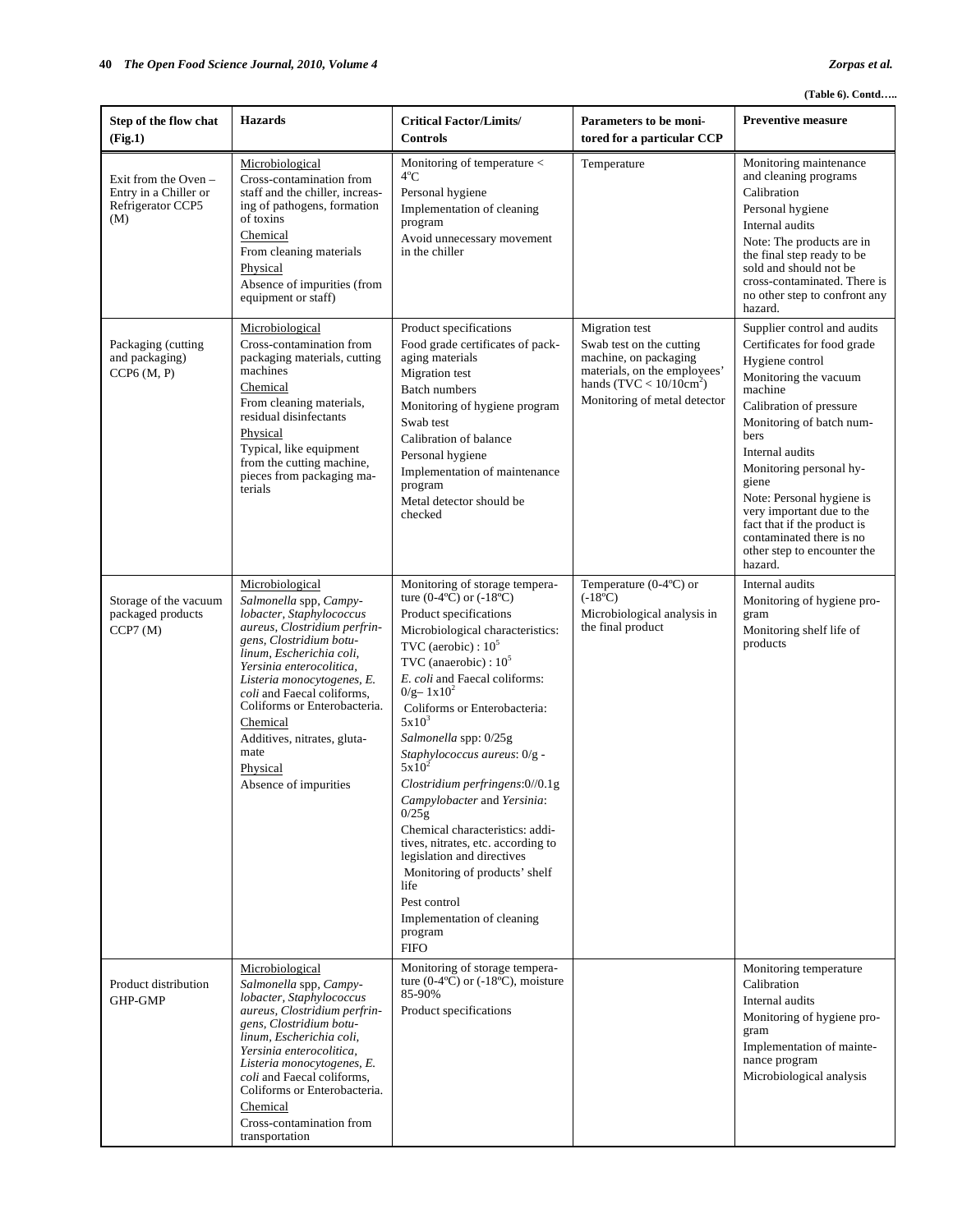**(Table 6). Contd…..**

| Step of the flow chat (Fig.1) | Hazards | Critical Factor/Limits/ Controls | Parameters to be monitored for a particular CCP | Preventive measure |
|---|---|---|---|---|
| Exit from the Oven – Entry in a Chiller or Refrigerator CCP5 (M) | Microbiological<br>Cross-contamination from staff and the chiller, increasing of pathogens, formation of toxins<br>Chemical<br>From cleaning materials<br>Physical<br>Absence of impurities (from equipment or staff) | Monitoring of temperature < 4°C<br>Personal hygiene<br>Implementation of cleaning program<br>Avoid unnecessary movement in the chiller | Temperature | Monitoring maintenance and cleaning programs<br>Calibration<br>Personal hygiene<br>Internal audits<br>Note: The products are in the final step ready to be sold and should not be cross-contaminated. There is no other step to confront any hazard. |
| Packaging (cutting and packaging) CCP6 (M, P) | Microbiological<br>Cross-contamination from packaging materials, cutting machines<br>Chemical<br>From cleaning materials, residual disinfectants<br>Physical<br>Typical, like equipment from the cutting machine, pieces from packaging materials | Product specifications<br>Food grade certificates of packaging materials<br>Migration test<br>Batch numbers<br>Monitoring of hygiene program<br>Swab test<br>Calibration of balance<br>Personal hygiene<br>Implementation of maintenance program<br>Metal detector should be checked | Migration test<br>Swab test on the cutting machine, on packaging materials, on the employees' hands (TVC < $10/10cm^2$)<br>Monitoring of metal detector | Supplier control and audits<br>Certificates for food grade<br>Hygiene control<br>Monitoring the vacuum machine<br>Calibration of pressure<br>Monitoring of batch numbers<br>Internal audits<br>Monitoring personal hygiene<br>Note: Personal hygiene is very important due to the fact that if the product is contaminated there is no other step to encounter the hazard. |
| Storage of the vacuum packaged products CCP7 (M) | Microbiological<br>*Salmonella* spp, *Campylobacter, Staphylococcus aureus, Clostridium perfringens, Clostridium botulinum, Escherichia coli, Yersinia enterocolitica, Listeria monocytogenes, E. coli* and Faecal coliforms, Coliforms or Enterobacteria.<br>Chemical<br>Additives, nitrates, glutamate<br>Physical<br>Absence of impurities | Monitoring of storage temperature (0-4ºC) or (-18ºC)<br>Product specifications<br>Microbiological characteristics:<br>TVC (aerobic) : $10^5$<br>TVC (anaerobic) : $10^5$<br>*E. coli* and Faecal coliforms: $0/g – 1x10^2$<br>Coliforms or Enterobacteria: $5x10^3$<br>*Salmonella* spp: 0/25g<br>*Staphylococcus aureus*: $0/g - 5x10^2$<br>*Clostridium perfringens*:0//0.1g<br>*Campylobacter* and *Yersinia*: 0/25g<br>Chemical characteristics: additives, nitrates, etc. according to legislation and directives<br>Monitoring of products' shelf life<br>Pest control<br>Implementation of cleaning program<br>FIFO | Temperature (0-4ºC) or (-18ºC)<br>Microbiological analysis in the final product | Internal audits<br>Monitoring of hygiene program<br>Monitoring shelf life of products |
| Product distribution GHP-GMP | Microbiological<br>*Salmonella* spp, *Campylobacter, Staphylococcus aureus, Clostridium perfringens, Clostridium botulinum, Escherichia coli, Yersinia enterocolitica, Listeria monocytogenes, E. coli* and Faecal coliforms, Coliforms or Enterobacteria.<br>Chemical<br>Cross-contamination from transportation | Monitoring of storage temperature (0-4ºC) or (-18ºC), moisture 85-90%<br>Product specifications | | Monitoring temperature<br>Calibration<br>Internal audits<br>Monitoring of hygiene program<br>Implementation of maintenance program<br>Microbiological analysis |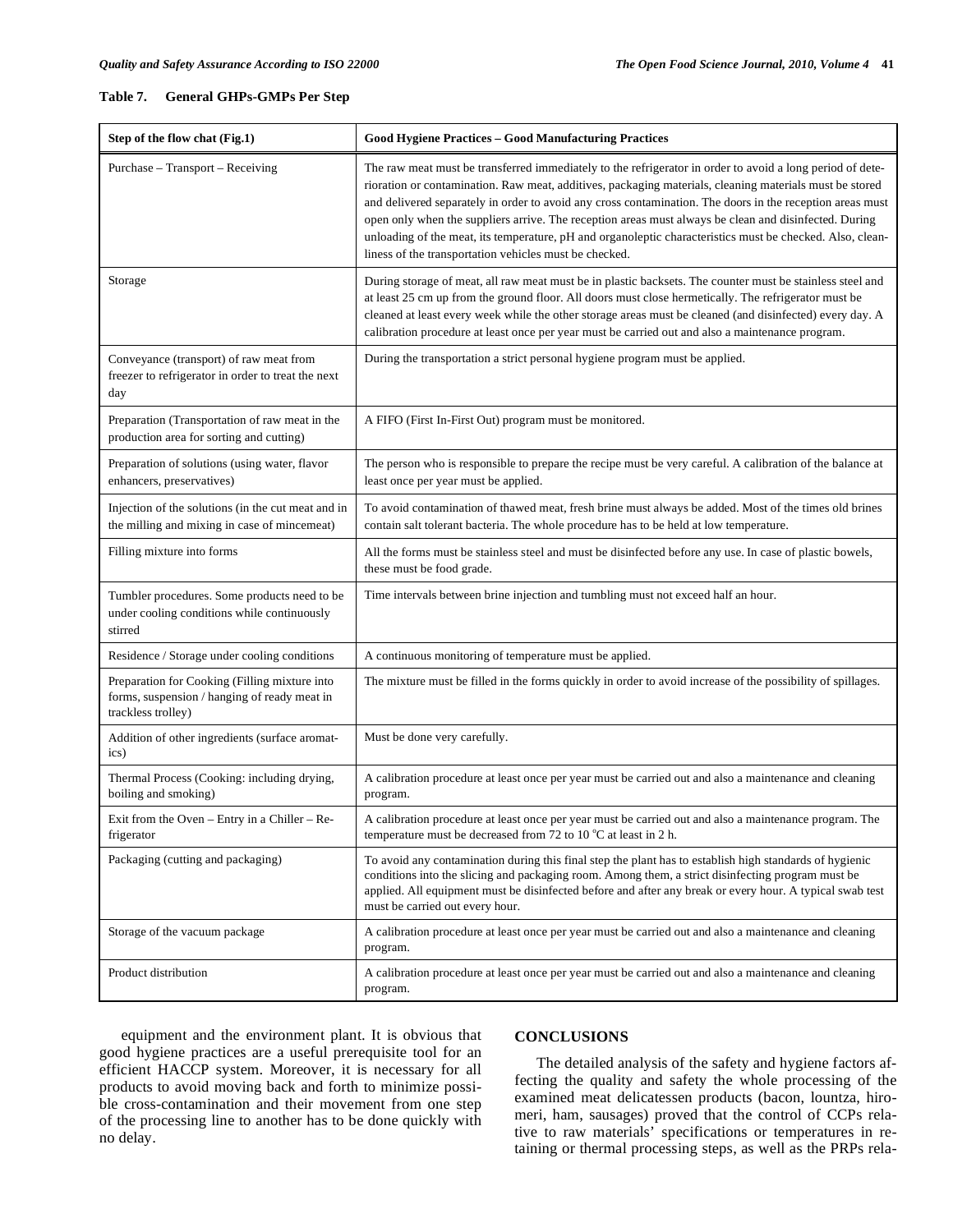**Table 7. General GHPs-GMPs Per Step**

| Step of the flow chat (Fig.1) | Good Hygiene Practices – Good Manufacturing Practices |
|---|---|
| Purchase – Transport – Receiving | The raw meat must be transferred immediately to the refrigerator in order to avoid a long period of deterioration or contamination. Raw meat, additives, packaging materials, cleaning materials must be stored and delivered separately in order to avoid any cross contamination. The doors in the reception areas must open only when the suppliers arrive. The reception areas must always be clean and disinfected. During unloading of the meat, its temperature, pH and organoleptic characteristics must be checked. Also, cleanliness of the transportation vehicles must be checked. |
| Storage | During storage of meat, all raw meat must be in plastic backsets. The counter must be stainless steel and at least 25 cm up from the ground floor. All doors must close hermetically. The refrigerator must be cleaned at least every week while the other storage areas must be cleaned (and disinfected) every day. A calibration procedure at least once per year must be carried out and also a maintenance program. |
| Conveyance (transport) of raw meat from freezer to refrigerator in order to treat the next day | During the transportation a strict personal hygiene program must be applied. |
| Preparation (Transportation of raw meat in the production area for sorting and cutting) | A FIFO (First In-First Out) program must be monitored. |
| Preparation of solutions (using water, flavor enhancers, preservatives) | The person who is responsible to prepare the recipe must be very careful. A calibration of the balance at least once per year must be applied. |
| Injection of the solutions (in the cut meat and in the milling and mixing in case of mincemeat) | To avoid contamination of thawed meat, fresh brine must always be added. Most of the times old brines contain salt tolerant bacteria. The whole procedure has to be held at low temperature. |
| Filling mixture into forms | All the forms must be stainless steel and must be disinfected before any use. In case of plastic bowels, these must be food grade. |
| Tumbler procedures. Some products need to be under cooling conditions while continuously stirred | Time intervals between brine injection and tumbling must not exceed half an hour. |
| Residence / Storage under cooling conditions | A continuous monitoring of temperature must be applied. |
| Preparation for Cooking (Filling mixture into forms, suspension / hanging of ready meat in trackless trolley) | The mixture must be filled in the forms quickly in order to avoid increase of the possibility of spillages. |
| Addition of other ingredients (surface aromatics) | Must be done very carefully. |
| Thermal Process (Cooking: including drying, boiling and smoking) | A calibration procedure at least once per year must be carried out and also a maintenance and cleaning program. |
| Exit from the Oven – Entry in a Chiller – Refrigerator | A calibration procedure at least once per year must be carried out and also a maintenance program. The temperature must be decreased from 72 to 10 °C at least in 2 h. |
| Packaging (cutting and packaging) | To avoid any contamination during this final step the plant has to establish high standards of hygienic conditions into the slicing and packaging room. Among them, a strict disinfecting program must be applied. All equipment must be disinfected before and after any break or every hour. A typical swab test must be carried out every hour. |
| Storage of the vacuum package | A calibration procedure at least once per year must be carried out and also a maintenance and cleaning program. |
| Product distribution | A calibration procedure at least once per year must be carried out and also a maintenance and cleaning program. |

equipment and the environment plant. It is obvious that good hygiene practices are a useful prerequisite tool for an efficient HACCP system. Moreover, it is necessary for all products to avoid moving back and forth to minimize possible cross-contamination and their movement from one step of the processing line to another has to be done quickly with no delay.

## CONCLUSIONS

The detailed analysis of the safety and hygiene factors affecting the quality and safety the whole processing of the examined meat delicatessen products (bacon, lountza, hiromeri, ham, sausages) proved that the control of CCPs relative to raw materials' specifications or temperatures in retaining or thermal processing steps, as well as the PRPs rela-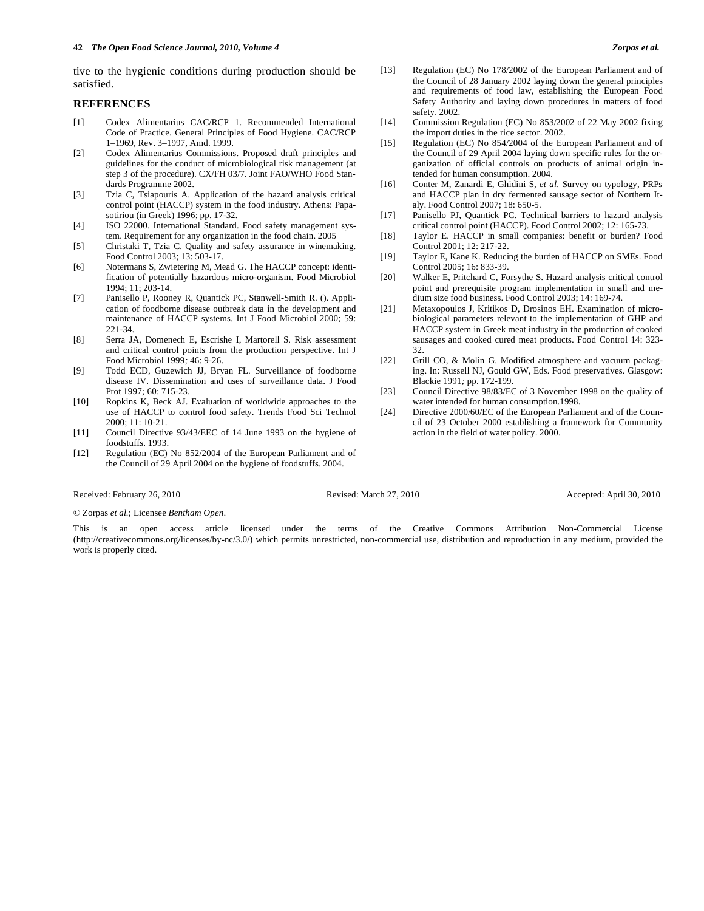tive to the hygienic conditions during production should be satisfied.

## REFERENCES

[1] Codex Alimentarius CAC/RCP 1. Recommended International Code of Practice. General Principles of Food Hygiene. CAC/RCP 1–1969, Rev. 3–1997, Amd. 1999.

[2] Codex Alimentarius Commissions. Proposed draft principles and guidelines for the conduct of microbiological risk management (at step 3 of the procedure). CX/FH 03/7. Joint FAO/WHO Food Standards Programme 2002.

[3] Tzia C, Tsiapouris A. Application of the hazard analysis critical control point (HACCP) system in the food industry. Athens: Papasotiriou (in Greek) 1996; pp. 17-32.

[4] ISO 22000. International Standard. Food safety management system. Requirement for any organization in the food chain. 2005

[5] Christaki T, Tzia C. Quality and safety assurance in winemaking. Food Control 2003; 13: 503-17.

[6] Notermans S, Zwietering M, Mead G. The HACCP concept: identification of potentially hazardous micro-organism. Food Microbiol 1994; 11; 203-14.

[7] Panisello P, Rooney R, Quantick PC, Stanwell-Smith R. (). Application of foodborne disease outbreak data in the development and maintenance of HACCP systems. Int J Food Microbiol 2000; 59: 221-34.

[8] Serra JA, Domenech E, Escrishe I, Martorell S. Risk assessment and critical control points from the production perspective. Int J Food Microbiol 1999; 46: 9-26.

[9] Todd ECD, Guzewich JJ, Bryan FL. Surveillance of foodborne disease IV. Dissemination and uses of surveillance data. J Food Prot 1997; 60: 715-23.

[10] Ropkins K, Beck AJ. Evaluation of worldwide approaches to the use of HACCP to control food safety. Trends Food Sci Technol 2000; 11: 10-21.

[11] Council Directive 93/43/EEC of 14 June 1993 on the hygiene of foodstuffs. 1993.

[12] Regulation (EC) No 852/2004 of the European Parliament and of the Council of 29 April 2004 on the hygiene of foodstuffs. 2004.

[13] Regulation (EC) No 178/2002 of the European Parliament and of the Council of 28 January 2002 laying down the general principles and requirements of food law, establishing the European Food Safety Authority and laying down procedures in matters of food safety. 2002.

[14] Commission Regulation (EC) No 853/2002 of 22 May 2002 fixing the import duties in the rice sector. 2002.

[15] Regulation (EC) No 854/2004 of the European Parliament and of the Council of 29 April 2004 laying down specific rules for the organization of official controls on products of animal origin intended for human consumption. 2004.

[16] Conter M, Zanardi E, Ghidini S, *et al*. Survey on typology, PRPs and HACCP plan in dry fermented sausage sector of Northern Italy. Food Control 2007; 18: 650-5.

[17] Panisello PJ, Quantick PC. Technical barriers to hazard analysis critical control point (HACCP). Food Control 2002; 12: 165-73.

[18] Taylor E. HACCP in small companies: benefit or burden? Food Control 2001; 12: 217-22.

[19] Taylor E, Kane K. Reducing the burden of HACCP on SMEs. Food Control 2005; 16: 833-39.

[20] Walker E, Pritchard C, Forsythe S. Hazard analysis critical control point and prerequisite program implementation in small and medium size food business. Food Control 2003; 14: 169-74.

[21] Metaxopoulos J, Kritikos D, Drosinos EH. Examination of microbiological parameters relevant to the implementation of GHP and HACCP system in Greek meat industry in the production of cooked sausages and cooked cured meat products. Food Control 14: 323-32.

[22] Grill CO, & Molin G. Modified atmosphere and vacuum packaging. In: Russell NJ, Gould GW, Eds. Food preservatives. Glasgow: Blackie 1991; pp. 172-199.

[23] Council Directive 98/83/EC of 3 November 1998 on the quality of water intended for human consumption.1998.

[24] Directive 2000/60/EC of the European Parliament and of the Council of 23 October 2000 establishing a framework for Community action in the field of water policy. 2000.

Received: February 26, 2010 Revised: March 27, 2010 Accepted: April 30, 2010

© Zorpas *et al.*; Licensee *Bentham Open*.

This is an open access article licensed under the terms of the Creative Commons Attribution Non-Commercial License (http://creativecommons.org/licenses/by-nc/3.0/) which permits unrestricted, non-commercial use, distribution and reproduction in any medium, provided the work is properly cited.